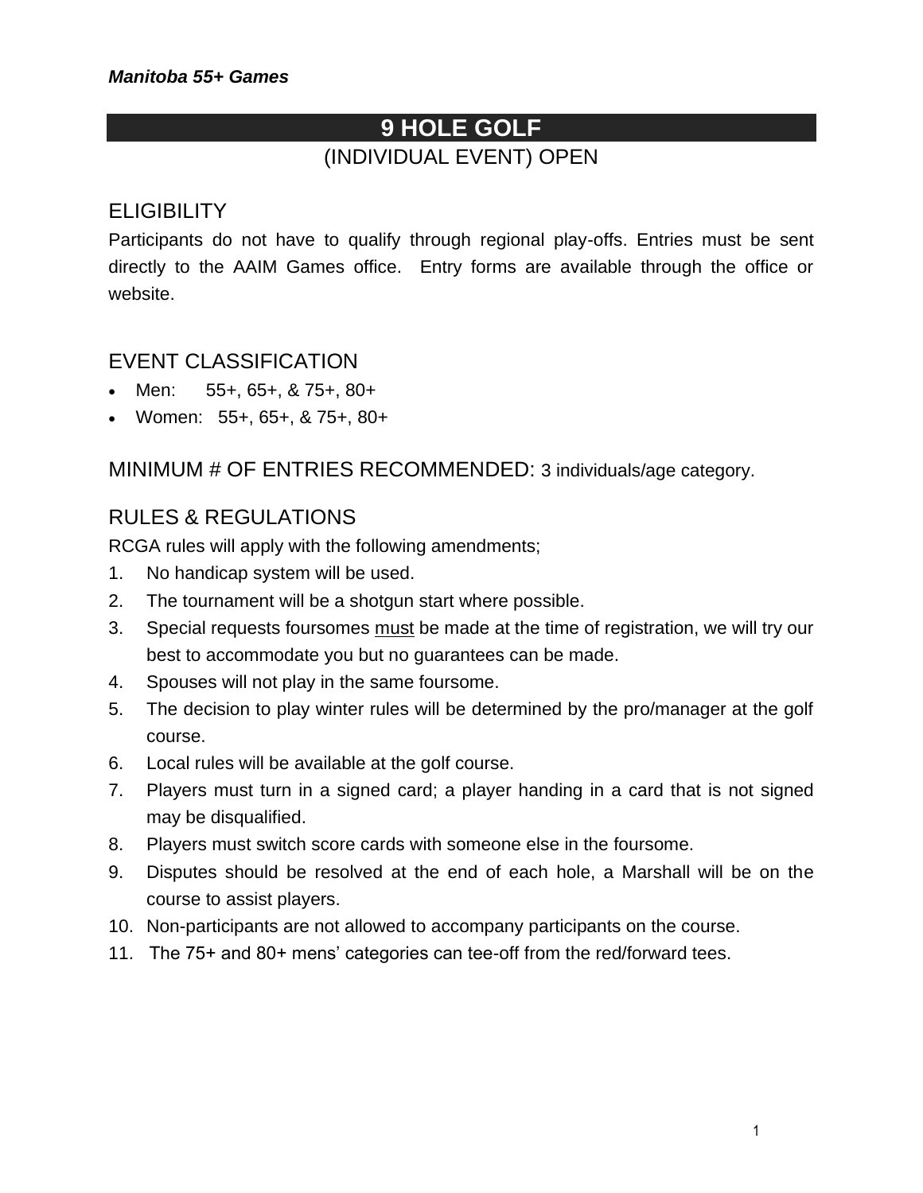*Manitoba 55+ Games*

# 9 HOLE GOLF

(INDIVIDUAL EVENT) OPEN

## ELIGIBILITY

Participants do not have to qualify through regional play-offs. Entries must be sent directly to the AAIM Games office. Entry forms are available through the office or website.

## EVENT CLASSIFICATION

- Men: 55+, 65+, & 75+, 80+
- Women: 55+, 65+, & 75+, 80+

## MINIMUM # OF ENTRIES RECOMMENDED: 3 individuals/age category.

## RULES & REGULATIONS

RCGA rules will apply with the following amendments;

1. No handicap system will be used.
2. The tournament will be a shotgun start where possible.
3. Special requests foursomes must be made at the time of registration, we will try our best to accommodate you but no guarantees can be made.
4. Spouses will not play in the same foursome.
5. The decision to play winter rules will be determined by the pro/manager at the golf course.
6. Local rules will be available at the golf course.
7. Players must turn in a signed card; a player handing in a card that is not signed may be disqualified.
8. Players must switch score cards with someone else in the foursome.
9. Disputes should be resolved at the end of each hole, a Marshall will be on the course to assist players.
10. Non-participants are not allowed to accompany participants on the course.
11. The 75+ and 80+ mens' categories can tee-off from the red/forward tees.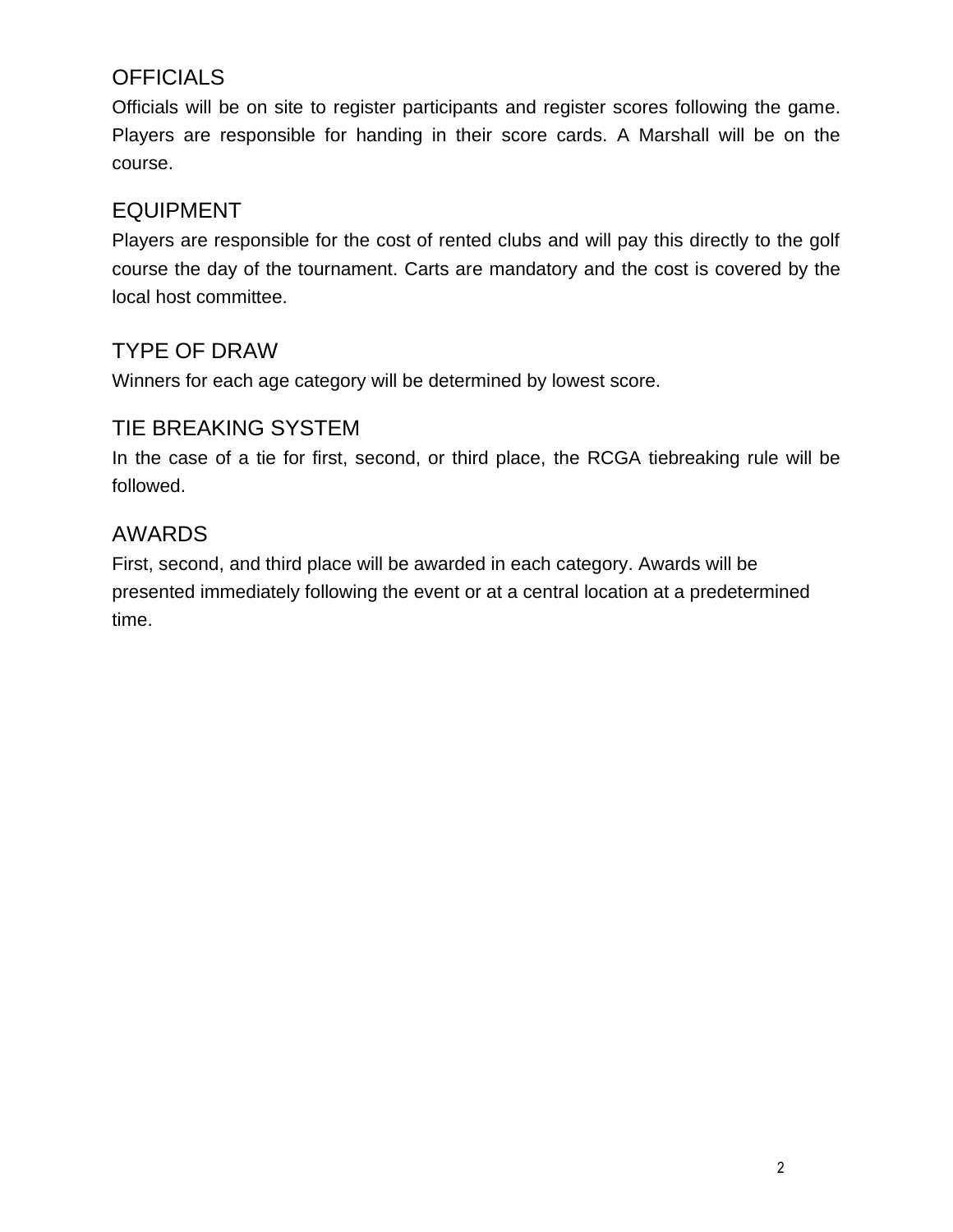## OFFICIALS

Officials will be on site to register participants and register scores following the game. Players are responsible for handing in their score cards. A Marshall will be on the course.

## EQUIPMENT

Players are responsible for the cost of rented clubs and will pay this directly to the golf course the day of the tournament. Carts are mandatory and the cost is covered by the local host committee.

## TYPE OF DRAW

Winners for each age category will be determined by lowest score.

## TIE BREAKING SYSTEM

In the case of a tie for first, second, or third place, the RCGA tiebreaking rule will be followed.

## AWARDS

First, second, and third place will be awarded in each category. Awards will be presented immediately following the event or at a central location at a predetermined time.